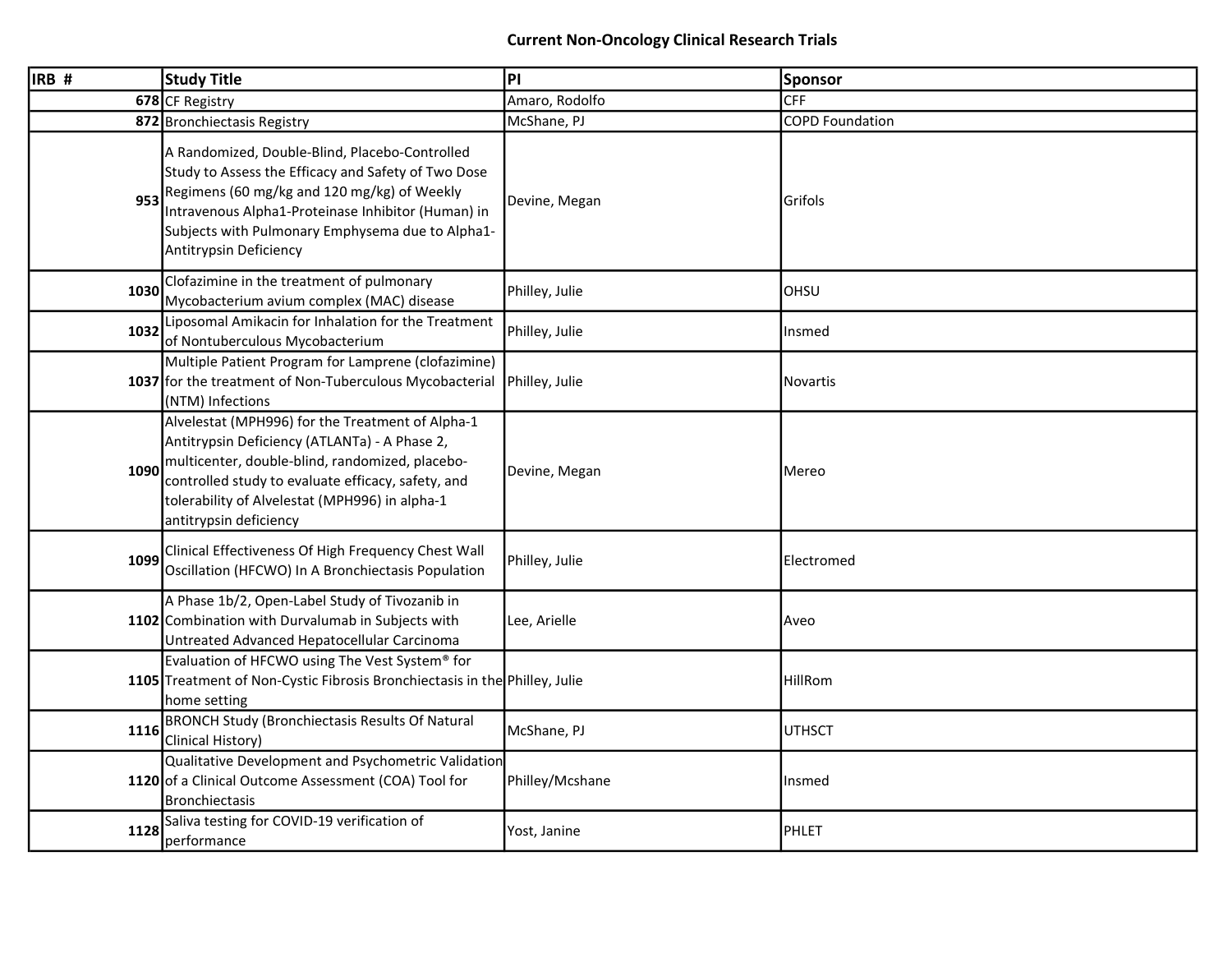# Current Non-Oncology Clinical Research Trials

| IRB # | Study Title | PI | Sponsor |
|---|---|---|---|
| 678 | CF Registry | Amaro, Rodolfo | CFF |
| 872 | Bronchiectasis Registry | McShane, PJ | COPD Foundation |
| 953 | A Randomized, Double-Blind, Placebo-Controlled Study to Assess the Efficacy and Safety of Two Dose Regimens (60 mg/kg and 120 mg/kg) of Weekly Intravenous Alpha1-Proteinase Inhibitor (Human) in Subjects with Pulmonary Emphysema due to Alpha1-Antitrypsin Deficiency | Devine, Megan | Grifols |
| 1030 | Clofazimine in the treatment of pulmonary Mycobacterium avium complex (MAC) disease | Philley, Julie | OHSU |
| 1032 | Liposomal Amikacin for Inhalation for the Treatment of Nontuberculous Mycobacterium | Philley, Julie | Insmed |
| 1037 | Multiple Patient Program for Lamprene (clofazimine) for the treatment of Non-Tuberculous Mycobacterial (NTM) Infections | Philley, Julie | Novartis |
| 1090 | Alvelestat (MPH996) for the Treatment of Alpha-1 Antitrypsin Deficiency (ATLANTa) - A Phase 2, multicenter, double-blind, randomized, placebo-controlled study to evaluate efficacy, safety, and tolerability of Alvelestat (MPH996) in alpha-1 antitrypsin deficiency | Devine, Megan | Mereo |
| 1099 | Clinical Effectiveness Of High Frequency Chest Wall Oscillation (HFCWO) In A Bronchiectasis Population | Philley, Julie | Electromed |
| 1102 | A Phase 1b/2, Open-Label Study of Tivozanib in Combination with Durvalumab in Subjects with Untreated Advanced Hepatocellular Carcinoma | Lee, Arielle | Aveo |
| 1105 | Evaluation of HFCWO using The Vest System® for Treatment of Non-Cystic Fibrosis Bronchiectasis in the home setting | Philley, Julie | HillRom |
| 1116 | BRONCH Study (Bronchiectasis Results Of Natural Clinical History) | McShane, PJ | UTHSCT |
| 1120 | Qualitative Development and Psychometric Validation of a Clinical Outcome Assessment (COA) Tool for Bronchiectasis | Philley/Mcshane | Insmed |
| 1128 | Saliva testing for COVID-19 verification of performance | Yost, Janine | PHLET |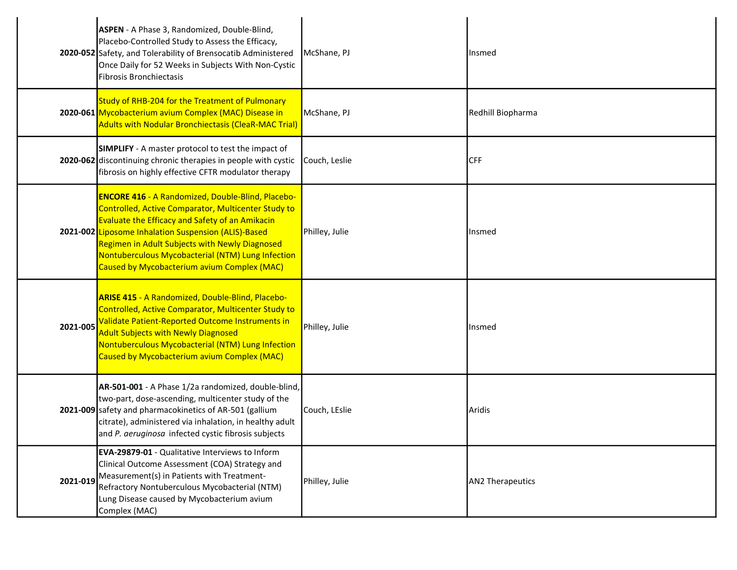| | | | |
|---|---|---|---|
| 2020-052 | **ASPEN** - A Phase 3, Randomized, Double-Blind, Placebo-Controlled Study to Assess the Efficacy, Safety, and Tolerability of Brensocatib Administered Once Daily for 52 Weeks in Subjects With Non-Cystic Fibrosis Bronchiectasis | McShane, PJ | Insmed |
| 2020-061 | Study of RHB-204 for the Treatment of Pulmonary Mycobacterium avium Complex (MAC) Disease in Adults with Nodular Bronchiectasis (CleaR-MAC Trial) | McShane, PJ | Redhill Biopharma |
| 2020-062 | **SIMPLIFY** - A master protocol to test the impact of discontinuing chronic therapies in people with cystic fibrosis on highly effective CFTR modulator therapy | Couch, Leslie | CFF |
| 2021-002 | **ENCORE 416** - A Randomized, Double-Blind, Placebo-Controlled, Active Comparator, Multicenter Study to Evaluate the Efficacy and Safety of an Amikacin Liposome Inhalation Suspension (ALIS)-Based Regimen in Adult Subjects with Newly Diagnosed Nontuberculous Mycobacterial (NTM) Lung Infection Caused by Mycobacterium avium Complex (MAC) | Philley, Julie | Insmed |
| 2021-005 | **ARISE 415** - A Randomized, Double-Blind, Placebo-Controlled, Active Comparator, Multicenter Study to Validate Patient-Reported Outcome Instruments in Adult Subjects with Newly Diagnosed Nontuberculous Mycobacterial (NTM) Lung Infection Caused by Mycobacterium avium Complex (MAC) | Philley, Julie | Insmed |
| 2021-009 | **AR-501-001** - A Phase 1/2a randomized, double-blind, two-part, dose-ascending, multicenter study of the safety and pharmacokinetics of AR-501 (gallium citrate), administered via inhalation, in healthy adult and *P. aeruginosa* infected cystic fibrosis subjects | Couch, LEslie | Aridis |
| 2021-019 | **EVA-29879-01** - Qualitative Interviews to Inform Clinical Outcome Assessment (COA) Strategy and Measurement(s) in Patients with Treatment-Refractory Nontuberculous Mycobacterial (NTM) Lung Disease caused by Mycobacterium avium Complex (MAC) | Philley, Julie | AN2 Therapeutics |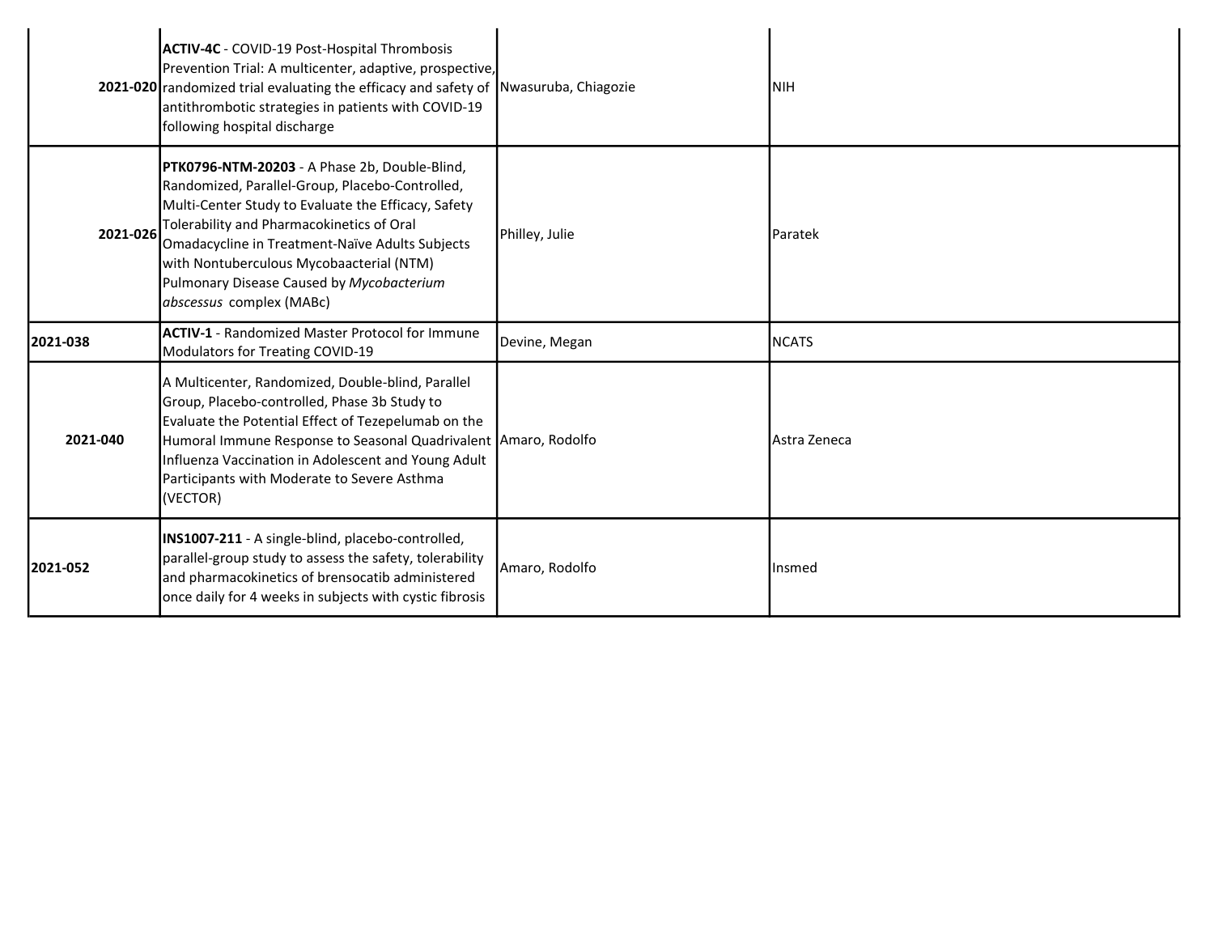| | | | |
|---|---|---|---|
| 2021-020 | **ACTIV-4C** - COVID-19 Post-Hospital Thrombosis Prevention Trial: A multicenter, adaptive, prospective, randomized trial evaluating the efficacy and safety of antithrombotic strategies in patients with COVID-19 following hospital discharge | Nwasuruba, Chiagozie | NIH |
| 2021-026 | **PTK0796-NTM-20203** - A Phase 2b, Double-Blind, Randomized, Parallel-Group, Placebo-Controlled, Multi-Center Study to Evaluate the Efficacy, Safety Tolerability and Pharmacokinetics of Oral Omadacycline in Treatment-Naïve Adults Subjects with Nontuberculous Mycobaacterial (NTM) Pulmonary Disease Caused by *Mycobacterium abscessus* complex (MABc) | Philley, Julie | Paratek |
| 2021-038 | **ACTIV-1** - Randomized Master Protocol for Immune Modulators for Treating COVID-19 | Devine, Megan | NCATS |
| 2021-040 | A Multicenter, Randomized, Double-blind, Parallel Group, Placebo-controlled, Phase 3b Study to Evaluate the Potential Effect of Tezepelumab on the Humoral Immune Response to Seasonal Quadrivalent Influenza Vaccination in Adolescent and Young Adult Participants with Moderate to Severe Asthma (VECTOR) | Amaro, Rodolfo | Astra Zeneca |
| 2021-052 | **INS1007-211** - A single-blind, placebo-controlled, parallel-group study to assess the safety, tolerability and pharmacokinetics of brensocatib administered once daily for 4 weeks in subjects with cystic fibrosis | Amaro, Rodolfo | Insmed |